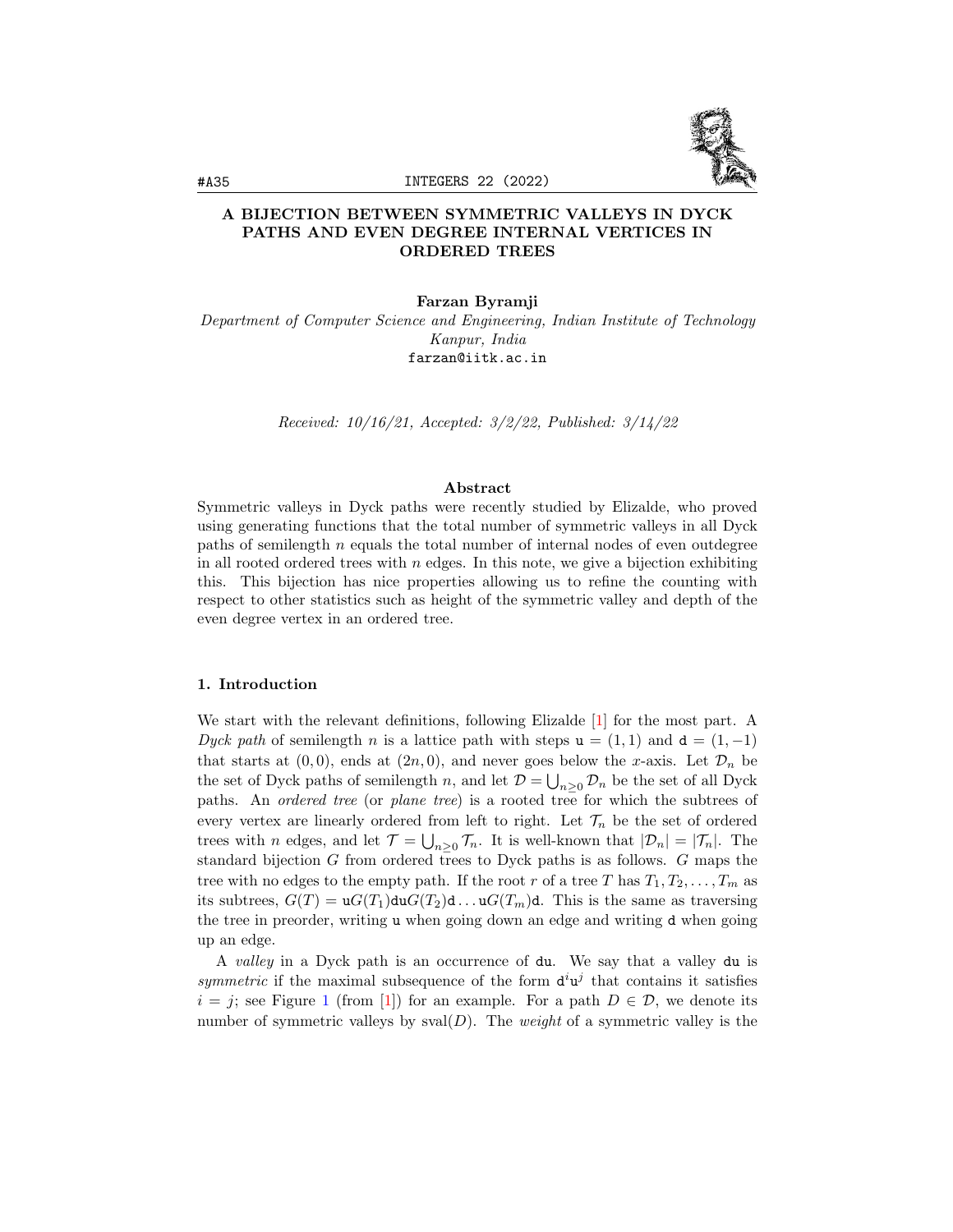# A BIJECTION BETWEEN SYMMETRIC VALLEYS IN DYCK PATHS AND EVEN DEGREE INTERNAL VERTICES IN ORDERED TREES

**Farzan Byramji**

*Department of Computer Science and Engineering, Indian Institute of Technology Kanpur, India*

farzan@iitk.ac.in

*Received: 10/16/21, Accepted: 3/2/22, Published: 3/14/22*

### Abstract

Symmetric valleys in Dyck paths were recently studied by Elizalde, who proved using generating functions that the total number of symmetric valleys in all Dyck paths of semilength $n$ equals the total number of internal nodes of even outdegree in all rooted ordered trees with $n$ edges. In this note, we give a bijection exhibiting this. This bijection has nice properties allowing us to refine the counting with respect to other statistics such as height of the symmetric valley and depth of the even degree vertex in an ordered tree.

## 1. Introduction

We start with the relevant definitions, following Elizalde [1] for the most part. A *Dyck path* of semilength $n$ is a lattice path with steps $\mathtt{u} = (1, 1)$ and $\mathtt{d} = (1, -1)$ that starts at $(0, 0)$, ends at $(2n, 0)$, and never goes below the $x$-axis. Let $\mathcal{D}_n$ be the set of Dyck paths of semilength $n$, and let $\mathcal{D} = \bigcup_{n \geq 0} \mathcal{D}_n$ be the set of all Dyck paths. An *ordered tree* (or *plane tree*) is a rooted tree for which the subtrees of every vertex are linearly ordered from left to right. Let $\mathcal{T}_n$ be the set of ordered trees with $n$ edges, and let $\mathcal{T} = \bigcup_{n \geq 0} \mathcal{T}_n$. It is well-known that $|\mathcal{D}_n| = |\mathcal{T}_n|$. The standard bijection $G$ from ordered trees to Dyck paths is as follows. $G$ maps the tree with no edges to the empty path. If the root $r$ of a tree $T$ has $T_1, T_2, \ldots, T_m$ as its subtrees, $G(T) = \mathtt{u}G(T_1)\mathtt{du}G(T_2)\mathtt{d}\ldots\mathtt{u}G(T_m)\mathtt{d}$. This is the same as traversing the tree in preorder, writing $\mathtt{u}$ when going down an edge and writing $\mathtt{d}$ when going up an edge.

A *valley* in a Dyck path is an occurrence of $\mathtt{du}$. We say that a valley $\mathtt{du}$ is *symmetric* if the maximal subsequence of the form $\mathtt{d}^i\mathtt{u}^j$ that contains it satisfies $i = j$; see Figure 1 (from [1]) for an example. For a path $D \in \mathcal{D}$, we denote its number of symmetric valleys by $\mathrm{sval}(D)$. The *weight* of a symmetric valley is the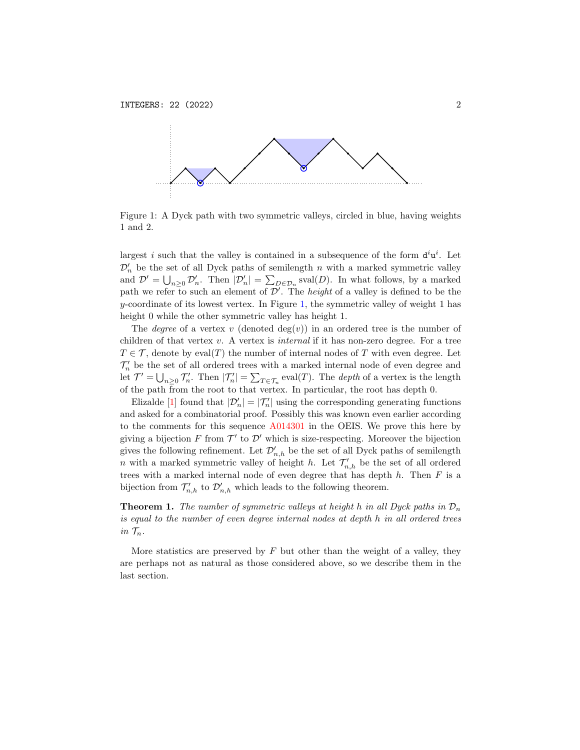Figure 1: A Dyck path with two symmetric valleys, circled in blue, having weights 1 and 2.

largest $i$ such that the valley is contained in a subsequence of the form $\mathtt{d}^i\mathtt{u}^i$. Let $\mathcal{D}'_n$ be the set of all Dyck paths of semilength $n$ with a marked symmetric valley and $\mathcal{D}' = \bigcup_{n\geq 0} \mathcal{D}'_n$. Then $|\mathcal{D}'_n| = \sum_{D\in\mathcal{D}_n} \text{sval}(D)$. In what follows, by a marked path we refer to such an element of $\mathcal{D}'$. The *height* of a valley is defined to be the $y$-coordinate of its lowest vertex. In Figure 1, the symmetric valley of weight 1 has height 0 while the other symmetric valley has height 1.

The *degree* of a vertex $v$ (denoted $\deg(v)$) in an ordered tree is the number of children of that vertex $v$. A vertex is *internal* if it has non-zero degree. For a tree $T \in \mathcal{T}$, denote by $\text{eval}(T)$ the number of internal nodes of $T$ with even degree. Let $\mathcal{T}'_n$ be the set of all ordered trees with a marked internal node of even degree and let $\mathcal{T}' = \bigcup_{n\geq 0} \mathcal{T}'_n$. Then $|\mathcal{T}'_n| = \sum_{T\in\mathcal{T}_n} \text{eval}(T)$. The *depth* of a vertex is the length of the path from the root to that vertex. In particular, the root has depth 0.

Elizalde [1] found that $|\mathcal{D}'_n| = |\mathcal{T}'_n|$ using the corresponding generating functions and asked for a combinatorial proof. Possibly this was known even earlier according to the comments for this sequence A014301 in the OEIS. We prove this here by giving a bijection $F$ from $\mathcal{T}'$ to $\mathcal{D}'$ which is size-respecting. Moreover the bijection gives the following refinement. Let $\mathcal{D}'_{n,h}$ be the set of all Dyck paths of semilength $n$ with a marked symmetric valley of height $h$. Let $\mathcal{T}'_{n,h}$ be the set of all ordered trees with a marked internal node of even degree that has depth $h$. Then $F$ is a bijection from $\mathcal{T}'_{n,h}$ to $\mathcal{D}'_{n,h}$ which leads to the following theorem.

**Theorem 1.** *The number of symmetric valleys at height $h$ in all Dyck paths in $\mathcal{D}_n$ is equal to the number of even degree internal nodes at depth $h$ in all ordered trees in $\mathcal{T}_n$.*

More statistics are preserved by $F$ but other than the weight of a valley, they are perhaps not as natural as those considered above, so we describe them in the last section.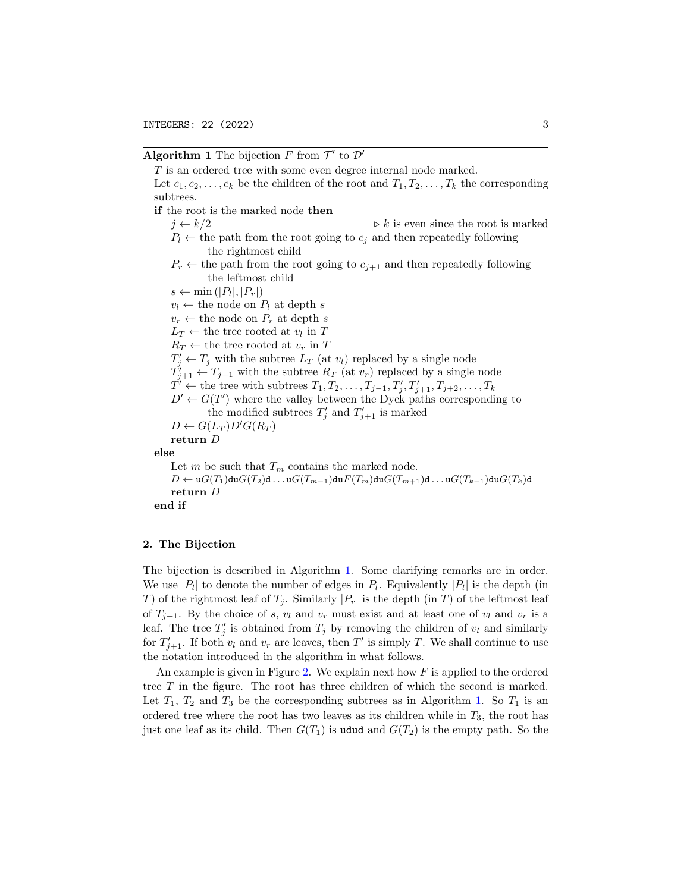**Algorithm 1** The bijection $F$ from $\mathcal{T}'$ to $\mathcal{D}'$

$T$ is an ordered tree with some even degree internal node marked.
Let $c_1, c_2, \ldots, c_k$ be the children of the root and $T_1, T_2, \ldots, T_k$ the corresponding subtrees.
**if** the root is the marked node **then**
  $j \leftarrow k/2$   ▷ $k$ is even since the root is marked
  $P_l \leftarrow$ the path from the root going to $c_j$ and then repeatedly following the rightmost child
  $P_r \leftarrow$ the path from the root going to $c_{j+1}$ and then repeatedly following the leftmost child
  $s \leftarrow \min(|P_l|, |P_r|)$
  $v_l \leftarrow$ the node on $P_l$ at depth $s$
  $v_r \leftarrow$ the node on $P_r$ at depth $s$
  $L_T \leftarrow$ the tree rooted at $v_l$ in $T$
  $R_T \leftarrow$ the tree rooted at $v_r$ in $T$
  $T'_j \leftarrow T_j$ with the subtree $L_T$ (at $v_l$) replaced by a single node
  $T'_{j+1} \leftarrow T_{j+1}$ with the subtree $R_T$ (at $v_r$) replaced by a single node
  $T' \leftarrow$ the tree with subtrees $T_1, T_2, \ldots, T_{j-1}, T'_j, T'_{j+1}, T_{j+2}, \ldots, T_k$
  $D' \leftarrow G(T')$ where the valley between the Dyck paths corresponding to the modified subtrees $T'_j$ and $T'_{j+1}$ is marked
  $D \leftarrow G(L_T)D'G(R_T)$
  **return** $D$
**else**
  Let $m$ be such that $T_m$ contains the marked node.
  $D \leftarrow \mathtt{u}G(T_1)\mathtt{du}G(T_2)\mathtt{d}\ldots\mathtt{u}G(T_{m-1})\mathtt{du}F(T_m)\mathtt{du}G(T_{m+1})\mathtt{d}\ldots\mathtt{u}G(T_{k-1})\mathtt{du}G(T_k)\mathtt{d}$
  **return** $D$
**end if**

## 2. The Bijection

The bijection is described in Algorithm 1. Some clarifying remarks are in order. We use $|P_l|$ to denote the number of edges in $P_l$. Equivalently $|P_l|$ is the depth (in $T$) of the rightmost leaf of $T_j$. Similarly $|P_r|$ is the depth (in $T$) of the leftmost leaf of $T_{j+1}$. By the choice of $s$, $v_l$ and $v_r$ must exist and at least one of $v_l$ and $v_r$ is a leaf. The tree $T'_j$ is obtained from $T_j$ by removing the children of $v_l$ and similarly for $T'_{j+1}$. If both $v_l$ and $v_r$ are leaves, then $T'$ is simply $T$. We shall continue to use the notation introduced in the algorithm in what follows.

An example is given in Figure 2. We explain next how $F$ is applied to the ordered tree $T$ in the figure. The root has three children of which the second is marked. Let $T_1$, $T_2$ and $T_3$ be the corresponding subtrees as in Algorithm 1. So $T_1$ is an ordered tree where the root has two leaves as its children while in $T_3$, the root has just one leaf as its child. Then $G(T_1)$ is udud and $G(T_2)$ is the empty path. So the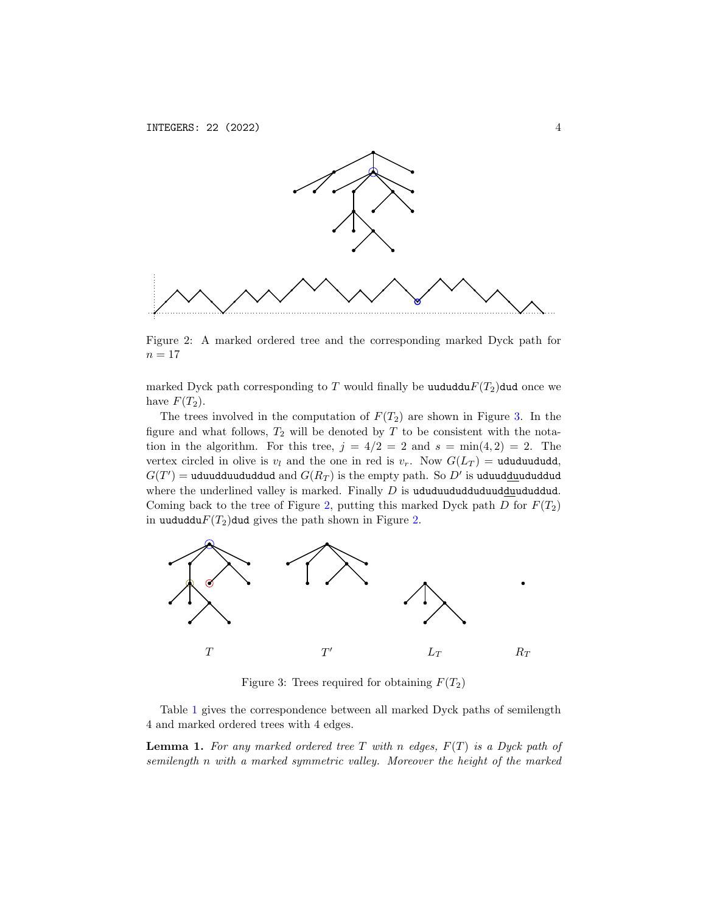Figure 2: A marked ordered tree and the corresponding marked Dyck path for $n = 17$

marked Dyck path corresponding to $T$ would finally be uududdu$F(T_2)$dud once we have $F(T_2)$.

The trees involved in the computation of $F(T_2)$ are shown in Figure 3. In the figure and what follows, $T_2$ will be denoted by $T$ to be consistent with the notation in the algorithm. For this tree, $j = 4/2 = 2$ and $s = \min(4, 2) = 2$. The vertex circled in olive is $v_l$ and the one in red is $v_r$. Now $G(L_T) =$ ududuududd, $G(T') =$ uduudduududdud and $G(R_T)$ is the empty path. So $D'$ is uduud<u>du</u>ududdud where the underlined valley is marked. Finally $D$ is ududuududduduud<u>du</u>ududdud. Coming back to the tree of Figure 2, putting this marked Dyck path $D$ for $F(T_2)$ in uududdu$F(T_2)$dud gives the path shown in Figure 2.

$T$ $\quad$ $T'$ $\quad$ $L_T$ $\quad$ $R_T$

Figure 3: Trees required for obtaining $F(T_2)$

Table 1 gives the correspondence between all marked Dyck paths of semilength 4 and marked ordered trees with 4 edges.

**Lemma 1.** *For any marked ordered tree $T$ with $n$ edges, $F(T)$ is a Dyck path of semilength $n$ with a marked symmetric valley. Moreover the height of the marked*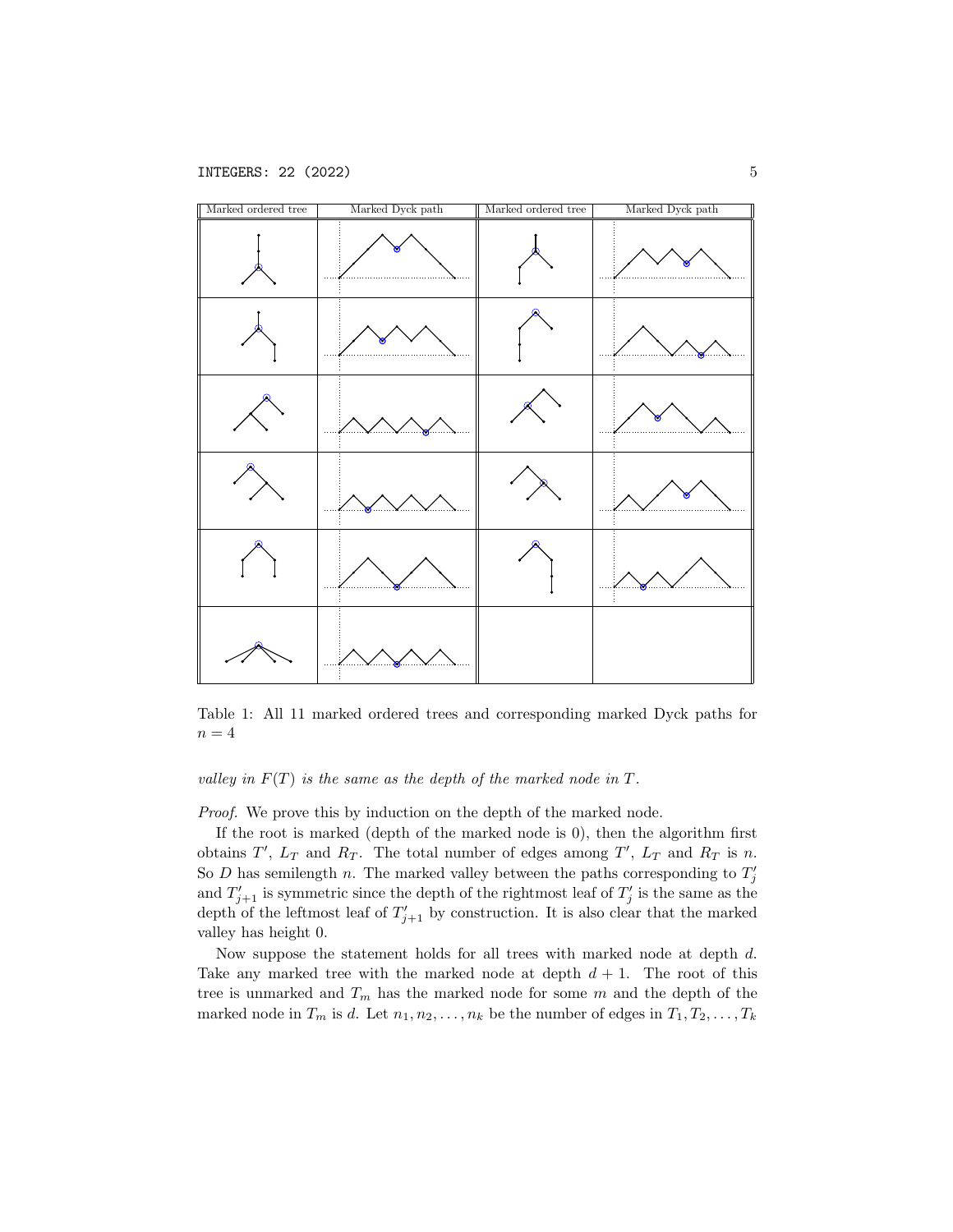| Marked ordered tree | Marked Dyck path | Marked ordered tree | Marked Dyck path |
|---|---|---|---|
| | | | |
| | | | |
| | | | |
| | | | |
| | | | |
| | | | |

Table 1: All 11 marked ordered trees and corresponding marked Dyck paths for $n = 4$

*valley in $F(T)$ is the same as the depth of the marked node in $T$.*

*Proof.* We prove this by induction on the depth of the marked node.

If the root is marked (depth of the marked node is 0), then the algorithm first obtains $T'$, $L_T$ and $R_T$. The total number of edges among $T'$, $L_T$ and $R_T$ is $n$. So $D$ has semilength $n$. The marked valley between the paths corresponding to $T'_j$ and $T'_{j+1}$ is symmetric since the depth of the rightmost leaf of $T'_j$ is the same as the depth of the leftmost leaf of $T'_{j+1}$ by construction. It is also clear that the marked valley has height 0.

Now suppose the statement holds for all trees with marked node at depth $d$. Take any marked tree with the marked node at depth $d + 1$. The root of this tree is unmarked and $T_m$ has the marked node for some $m$ and the depth of the marked node in $T_m$ is $d$. Let $n_1, n_2, \ldots, n_k$ be the number of edges in $T_1, T_2, \ldots, T_k$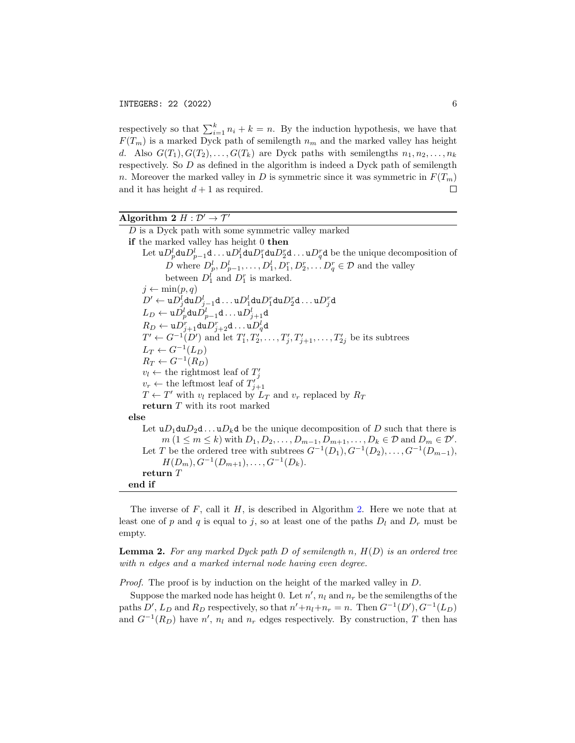respectively so that $\sum_{i=1}^{k} n_i + k = n$. By the induction hypothesis, we have that $F(T_m)$ is a marked Dyck path of semilength $n_m$ and the marked valley has height $d$. Also $G(T_1), G(T_2), \ldots, G(T_k)$ are Dyck paths with semilengths $n_1, n_2, \ldots, n_k$ respectively. So $D$ as defined in the algorithm is indeed a Dyck path of semilength $n$. Moreover the marked valley in $D$ is symmetric since it was symmetric in $F(T_m)$ and it has height $d+1$ as required. □

**Algorithm 2** $H : \mathcal{D}' \to \mathcal{T}'$

```
D is a Dyck path with some symmetric valley marked
if the marked valley has height 0 then
    Let uD^l_p du D^l_{p-1} d ... u D^l_1 du D^r_1 du D^r_2 d ... u D^r_q d be the unique decomposition of
        D where D^l_p, D^l_{p-1}, ..., D^l_1, D^r_1, D^r_2, ... D^r_q ∈ 𝒟 and the valley
        between D^l_1 and D^r_1 is marked.
    j ← min(p, q)
    D' ← u D^l_j du D^l_{j-1} d ... u D^l_1 du D^r_1 du D^r_2 d ... u D^r_j d
    L_D ← u D^l_p du D^l_{p-1} d ... u D^l_{j+1} d
    R_D ← u D^r_{j+1} du D^r_{j+2} d ... u D^l_q d
    T' ← G^{-1}(D') and let T'_1, T'_2, ..., T'_j, T'_{j+1}, ..., T'_{2j} be its subtrees
    L_T ← G^{-1}(L_D)
    R_T ← G^{-1}(R_D)
    v_l ← the rightmost leaf of T'_j
    v_r ← the leftmost leaf of T'_{j+1}
    T ← T' with v_l replaced by L_T and v_r replaced by R_T
    return T with its root marked
else
    Let u D_1 du D_2 d ... u D_k d be the unique decomposition of D such that there is
        m (1 ≤ m ≤ k) with D_1, D_2, ..., D_{m-1}, D_{m+1}, ..., D_k ∈ 𝒟 and D_m ∈ 𝒟'.
    Let T be the ordered tree with subtrees G^{-1}(D_1), G^{-1}(D_2), ..., G^{-1}(D_{m-1}),
        H(D_m), G^{-1}(D_{m+1}), ..., G^{-1}(D_k).
    return T
end if
```

The inverse of $F$, call it $H$, is described in Algorithm 2. Here we note that at least one of $p$ and $q$ is equal to $j$, so at least one of the paths $D_l$ and $D_r$ must be empty.

**Lemma 2.** *For any marked Dyck path $D$ of semilength $n$, $H(D)$ is an ordered tree with $n$ edges and a marked internal node having even degree.*

*Proof.* The proof is by induction on the height of the marked valley in $D$.

Suppose the marked node has height 0. Let $n'$, $n_l$ and $n_r$ be the semilengths of the paths $D'$, $L_D$ and $R_D$ respectively, so that $n' + n_l + n_r = n$. Then $G^{-1}(D'), G^{-1}(L_D)$ and $G^{-1}(R_D)$ have $n'$, $n_l$ and $n_r$ edges respectively. By construction, $T$ then has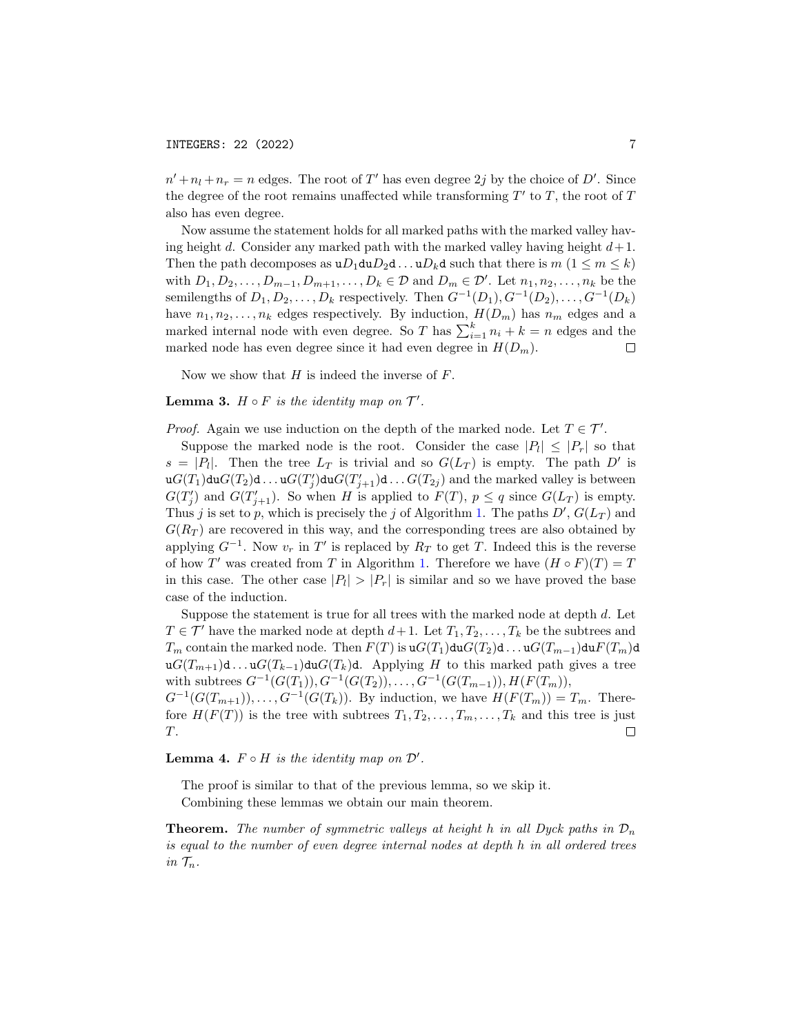$n' + n_l + n_r = n$ edges. The root of $T'$ has even degree $2j$ by the choice of $D'$. Since the degree of the root remains unaffected while transforming $T'$ to $T$, the root of $T$ also has even degree.

Now assume the statement holds for all marked paths with the marked valley having height $d$. Consider any marked path with the marked valley having height $d+1$. Then the path decomposes as $\mathtt{u}D_1\mathtt{du}D_2\mathtt{d}\ldots\mathtt{u}D_k\mathtt{d}$ such that there is $m$ $(1 \le m \le k)$ with $D_1, D_2, \ldots, D_{m-1}, D_{m+1}, \ldots, D_k \in \mathcal{D}$ and $D_m \in \mathcal{D}'$. Let $n_1, n_2, \ldots, n_k$ be the semilengths of $D_1, D_2, \ldots, D_k$ respectively. Then $G^{-1}(D_1), G^{-1}(D_2), \ldots, G^{-1}(D_k)$ have $n_1, n_2, \ldots, n_k$ edges respectively. By induction, $H(D_m)$ has $n_m$ edges and a marked internal node with even degree. So $T$ has $\sum_{i=1}^{k} n_i + k = n$ edges and the marked node has even degree since it had even degree in $H(D_m)$. □

Now we show that $H$ is indeed the inverse of $F$.

**Lemma 3.** *$H \circ F$ is the identity map on $\mathcal{T}'$.*

*Proof.* Again we use induction on the depth of the marked node. Let $T \in \mathcal{T}'$.

Suppose the marked node is the root. Consider the case $|P_l| \le |P_r|$ so that $s = |P_l|$. Then the tree $L_T$ is trivial and so $G(L_T)$ is empty. The path $D'$ is $\mathtt{u}G(T_1)\mathtt{du}G(T_2)\mathtt{d}\ldots\mathtt{u}G(T_j')\mathtt{du}G(T_{j+1}')\mathtt{d}\ldots G(T_{2j})$ and the marked valley is between $G(T_j')$ and $G(T_{j+1}')$. So when $H$ is applied to $F(T)$, $p \le q$ since $G(L_T)$ is empty. Thus $j$ is set to $p$, which is precisely the $j$ of Algorithm 1. The paths $D'$, $G(L_T)$ and $G(R_T)$ are recovered in this way, and the corresponding trees are also obtained by applying $G^{-1}$. Now $v_r$ in $T'$ is replaced by $R_T$ to get $T$. Indeed this is the reverse of how $T'$ was created from $T$ in Algorithm 1. Therefore we have $(H \circ F)(T) = T$ in this case. The other case $|P_l| > |P_r|$ is similar and so we have proved the base case of the induction.

Suppose the statement is true for all trees with the marked node at depth $d$. Let $T \in \mathcal{T}'$ have the marked node at depth $d+1$. Let $T_1, T_2, \ldots, T_k$ be the subtrees and $T_m$ contain the marked node. Then $F(T)$ is $\mathtt{u}G(T_1)\mathtt{du}G(T_2)\mathtt{d}\ldots\mathtt{u}G(T_{m-1})\mathtt{du}F(T_m)\mathtt{d}$ $\mathtt{u}G(T_{m+1})\mathtt{d}\ldots\mathtt{u}G(T_{k-1})\mathtt{du}G(T_k)\mathtt{d}$. Applying $H$ to this marked path gives a tree with subtrees $G^{-1}(G(T_1)), G^{-1}(G(T_2)), \ldots, G^{-1}(G(T_{m-1})), H(F(T_m))$, $G^{-1}(G(T_{m+1})), \ldots, G^{-1}(G(T_k))$. By induction, we have $H(F(T_m)) = T_m$. Therefore $H(F(T))$ is the tree with subtrees $T_1, T_2, \ldots, T_m, \ldots, T_k$ and this tree is just $T$. □

**Lemma 4.** *$F \circ H$ is the identity map on $\mathcal{D}'$.*

The proof is similar to that of the previous lemma, so we skip it.

Combining these lemmas we obtain our main theorem.

**Theorem.** *The number of symmetric valleys at height $h$ in all Dyck paths in $\mathcal{D}_n$ is equal to the number of even degree internal nodes at depth $h$ in all ordered trees in $\mathcal{T}_n$.*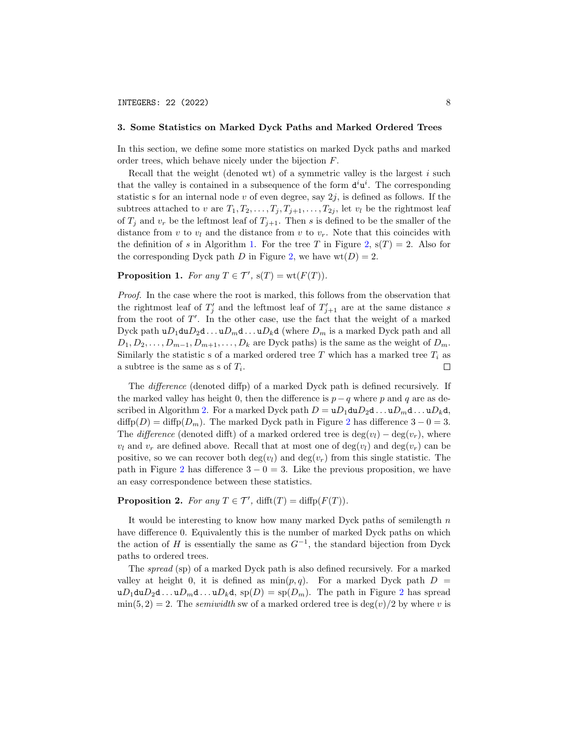## 3. Some Statistics on Marked Dyck Paths and Marked Ordered Trees

In this section, we define some more statistics on marked Dyck paths and marked order trees, which behave nicely under the bijection $F$.

Recall that the weight (denoted wt) of a symmetric valley is the largest $i$ such that the valley is contained in a subsequence of the form $\mathtt{d}^i\mathtt{u}^i$. The corresponding statistic s for an internal node $v$ of even degree, say $2j$, is defined as follows. If the subtrees attached to $v$ are $T_1, T_2, \ldots, T_j, T_{j+1}, \ldots, T_{2j}$, let $v_l$ be the rightmost leaf of $T_j$ and $v_r$ be the leftmost leaf of $T_{j+1}$. Then $s$ is defined to be the smaller of the distance from $v$ to $v_l$ and the distance from $v$ to $v_r$. Note that this coincides with the definition of $s$ in Algorithm 1. For the tree $T$ in Figure 2, $\mathrm{s}(T) = 2$. Also for the corresponding Dyck path $D$ in Figure 2, we have $\mathrm{wt}(D) = 2$.

**Proposition 1.** *For any $T \in \mathcal{T}'$, $\mathrm{s}(T) = \mathrm{wt}(F(T))$.*

*Proof.* In the case where the root is marked, this follows from the observation that the rightmost leaf of $T'_j$ and the leftmost leaf of $T'_{j+1}$ are at the same distance $s$ from the root of $T'$. In the other case, use the fact that the weight of a marked Dyck path $\mathtt{u}D_1\mathtt{d}\mathtt{u}D_2\mathtt{d}\ldots\mathtt{u}D_m\mathtt{d}\ldots\mathtt{u}D_k\mathtt{d}$ (where $D_m$ is a marked Dyck path and all $D_1, D_2, \ldots, D_{m-1}, D_{m+1}, \ldots, D_k$ are Dyck paths) is the same as the weight of $D_m$. Similarly the statistic s of a marked ordered tree $T$ which has a marked tree $T_i$ as a subtree is the same as s of $T_i$. □

The *difference* (denoted diffp) of a marked Dyck path is defined recursively. If the marked valley has height 0, then the difference is $p - q$ where $p$ and $q$ are as described in Algorithm 2. For a marked Dyck path $D = \mathtt{u}D_1\mathtt{d}\mathtt{u}D_2\mathtt{d}\ldots\mathtt{u}D_m\mathtt{d}\ldots\mathtt{u}D_k\mathtt{d}$, $\mathrm{diffp}(D) = \mathrm{diffp}(D_m)$. The marked Dyck path in Figure 2 has difference $3 - 0 = 3$. The *difference* (denoted difft) of a marked ordered tree is $\deg(v_l) - \deg(v_r)$, where $v_l$ and $v_r$ are defined above. Recall that at most one of $\deg(v_l)$ and $\deg(v_r)$ can be positive, so we can recover both $\deg(v_l)$ and $\deg(v_r)$ from this single statistic. The path in Figure 2 has difference $3 - 0 = 3$. Like the previous proposition, we have an easy correspondence between these statistics.

**Proposition 2.** *For any $T \in \mathcal{T}'$, $\mathrm{difft}(T) = \mathrm{diffp}(F(T))$.*

It would be interesting to know how many marked Dyck paths of semilength $n$ have difference 0. Equivalently this is the number of marked Dyck paths on which the action of $H$ is essentially the same as $G^{-1}$, the standard bijection from Dyck paths to ordered trees.

The *spread* (sp) of a marked Dyck path is also defined recursively. For a marked valley at height 0, it is defined as $\min(p, q)$. For a marked Dyck path $D = \mathtt{u}D_1\mathtt{d}\mathtt{u}D_2\mathtt{d}\ldots\mathtt{u}D_m\mathtt{d}\ldots\mathtt{u}D_k\mathtt{d}$, $\mathrm{sp}(D) = \mathrm{sp}(D_m)$. The path in Figure 2 has spread $\min(5, 2) = 2$. The *semiwidth* sw of a marked ordered tree is $\deg(v)/2$ by where $v$ is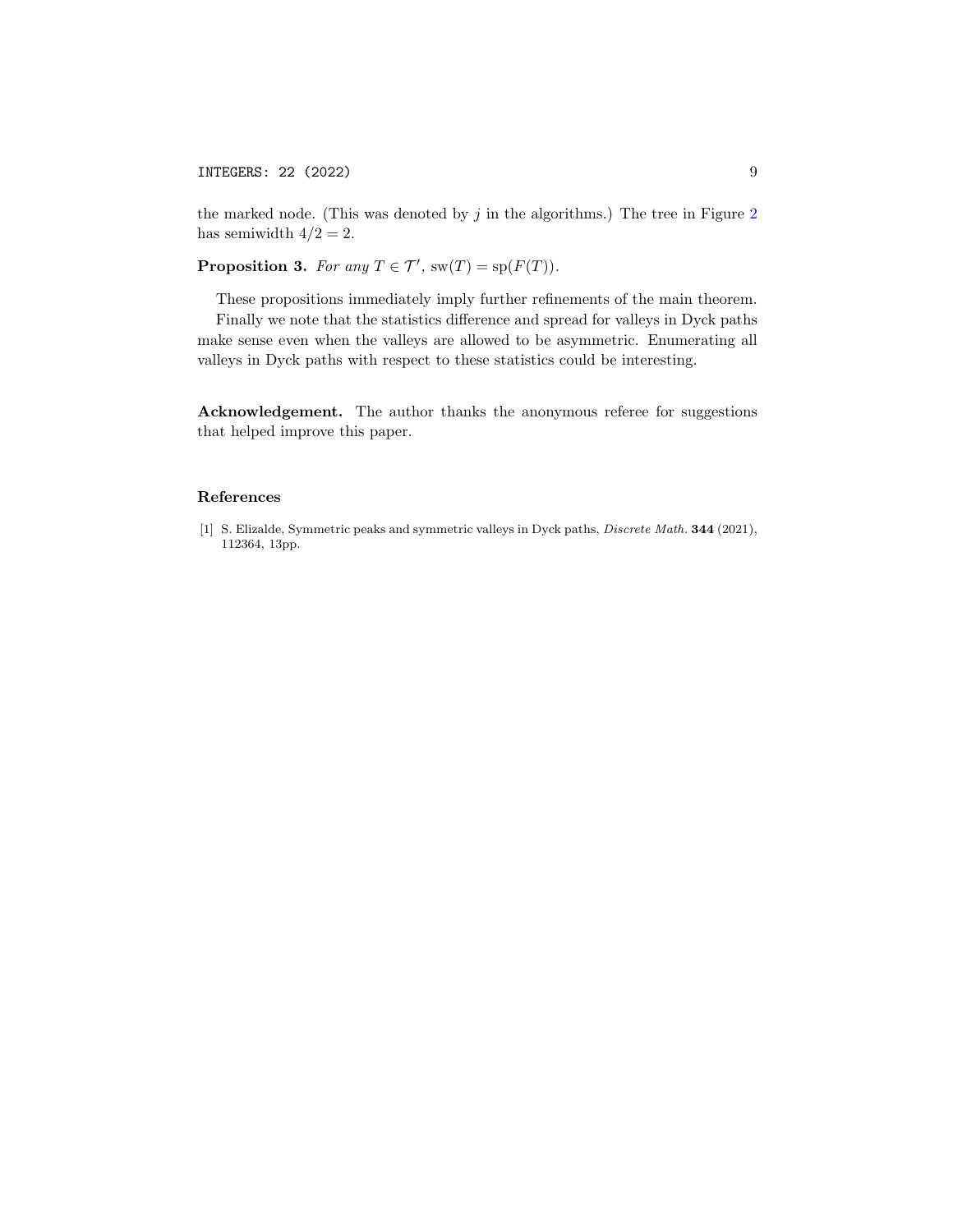the marked node. (This was denoted by $j$ in the algorithms.) The tree in Figure 2 has semiwidth $4/2 = 2$.

**Proposition 3.** *For any* $T \in \mathcal{T}'$, $\mathrm{sw}(T) = \mathrm{sp}(F(T))$.

These propositions immediately imply further refinements of the main theorem.

Finally we note that the statistics difference and spread for valleys in Dyck paths make sense even when the valleys are allowed to be asymmetric. Enumerating all valleys in Dyck paths with respect to these statistics could be interesting.

**Acknowledgement.** The author thanks the anonymous referee for suggestions that helped improve this paper.

## References

[1] S. Elizalde, Symmetric peaks and symmetric valleys in Dyck paths, *Discrete Math.* **344** (2021), 112364, 13pp.